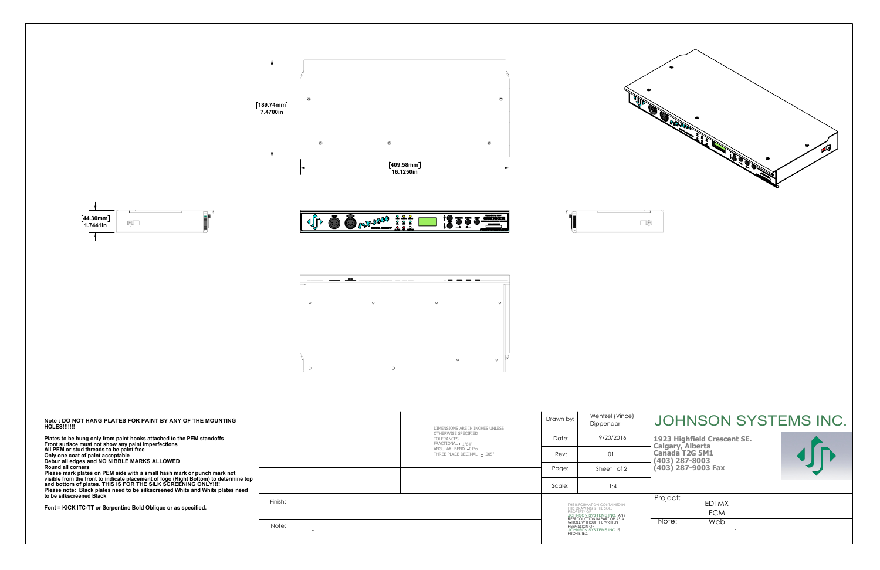[189.74mm]
7.4700in

[409.58mm]
16.1250in

[44.30mm]
1.7441in

**Note : DO NOT HANG PLATES FOR PAINT BY ANY OF THE MOUNTING HOLES!!!!!!!**

**Plates to be hung only from paint hooks attached to the PEM standoffs**
**Front surface must not show any paint imperfections**
**All PEM or stud threads to be paint free**
**Only one coat of paint acceptable**
**Debur all edges and NO NIBBLE MARKS ALLOWED**
**Round all corners**
**Please mark plates on PEM side with a small hash mark or punch mark not visible from the front to indicate placement of logo (Right Bottom) to determine top and bottom of plates. THIS IS FOR THE SILK SCREENING ONLY!!!!**
**Please note: Black plates need to be silkscreened White and White plates need to be silkscreened Black**

**Font = KICK ITC-TT or Serpentine Bold Oblique or as specified.**

| | DIMENSIONS ARE IN INCHES UNLESS OTHERWISE SPECIFIED<br>TOLERANCES:<br>FRACTIONAL ± 1/64"<br>ANGULAR: BEND ±.01%<br>THREE PLACE DECIMAL ± .005" | Drawn by: | Wentzel (Vince) Dippenaar |
|---|---|---|---|
| | | Date: | 9/20/2016 |
| | | Rev: | 01 |
| | | Page: | Sheet 1of 2 |
| | | Scale: | 1:4 |

Finish:

Note: -

THE INFORMATION CONTAINED IN THIS DRAWING IS THE SOLE PROPERTY OF JOHNSON SYSTEMS INC. ANY REPRODUCTION IN PART OR AS A WHOLE WITHOUT THE WRITTEN PERMISSION OF JOHNSON SYSTEMS INC. IS PROHIBITED.

# JOHNSON SYSTEMS INC.

**1923 Highfield Crescent SE.**
**Calgary, Alberta**
**Canada T2G 5M1**
**(403) 287-8003**
**(403) 287-9003 Fax**

Project: EDI MX ECM

Note: Web -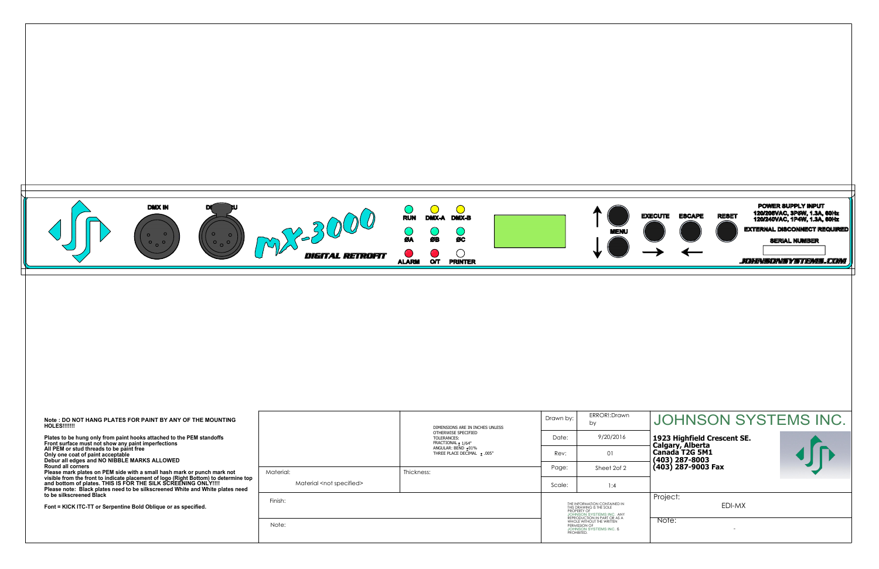DMX IN

DMX THRU

MX-3000

DIGITAL RETROFIT

RUN DMX-A DMX-B

ØA ØB ØC

ALARM O/T PRINTER

MENU

EXECUTE ESCAPE RESET

POWER SUPPLY INPUT
120/208VAC, 3P5W, 1.3A, 60Hz
120/240VAC, 1P4W, 1.3A, 60Hz

EXTERNAL DISCONNECT REQUIRED

SERIAL NUMBER

JOHNSONSYSTEMS.COM

**Note : DO NOT HANG PLATES FOR PAINT BY ANY OF THE MOUNTING HOLES!!!!!!!**

**Plates to be hung only from paint hooks attached to the PEM standoffs**
**Front surface must not show any paint imperfections**
**All PEM or stud threads to be paint free**
**Only one coat of paint acceptable**
**Debur all edges and NO NIBBLE MARKS ALLOWED**
**Round all corners**
**Please mark plates on PEM side with a small hash mark or punch mark not visible from the front to indicate placement of logo (Right Bottom) to determine top and bottom of plates. THIS IS FOR THE SILK SCREENING ONLY!!!!**
**Please note: Black plates need to be silkscreened White and White plates need to be silkscreened Black**

**Font = KICK ITC-TT or Serpentine Bold Oblique or as specified.**

| | | | |
|---|---|---|---|
| DIMENSIONS ARE IN INCHES UNLESS OTHERWISE SPECIFIED<br>TOLERANCES:<br>FRACTIONAL ± 1/64"<br>ANGULAR: BEND ±01%<br>THREE PLACE DECIMAL ± .005" | | Drawn by: | ERROR!:Drawn by |
| | | Date: | 9/20/2016 |
| | | Rev: | 01 |
| Material: Material <not specified> | Thickness: | Page: | Sheet 2of 2 |
| | | Scale: | 1:4 |
| Finish: | | THE INFORMATION CONTAINED IN THIS DRAWING IS THE SOLE PROPERTY OF JOHNSON SYSTEMS INC. ANY REPRODUCTION IN PART OR AS A WHOLE WITHOUT THE WRITTEN PERMISSION OF JOHNSON SYSTEMS INC. IS PROHIBITED. | |
| Note: | | | |

JOHNSON SYSTEMS INC.

**1923 Highfield Crescent SE.**
**Calgary, Alberta**
**Canada T2G 5M1**
**(403) 287-8003**
**(403) 287-9003 Fax**

Project: EDI-MX

Note: -